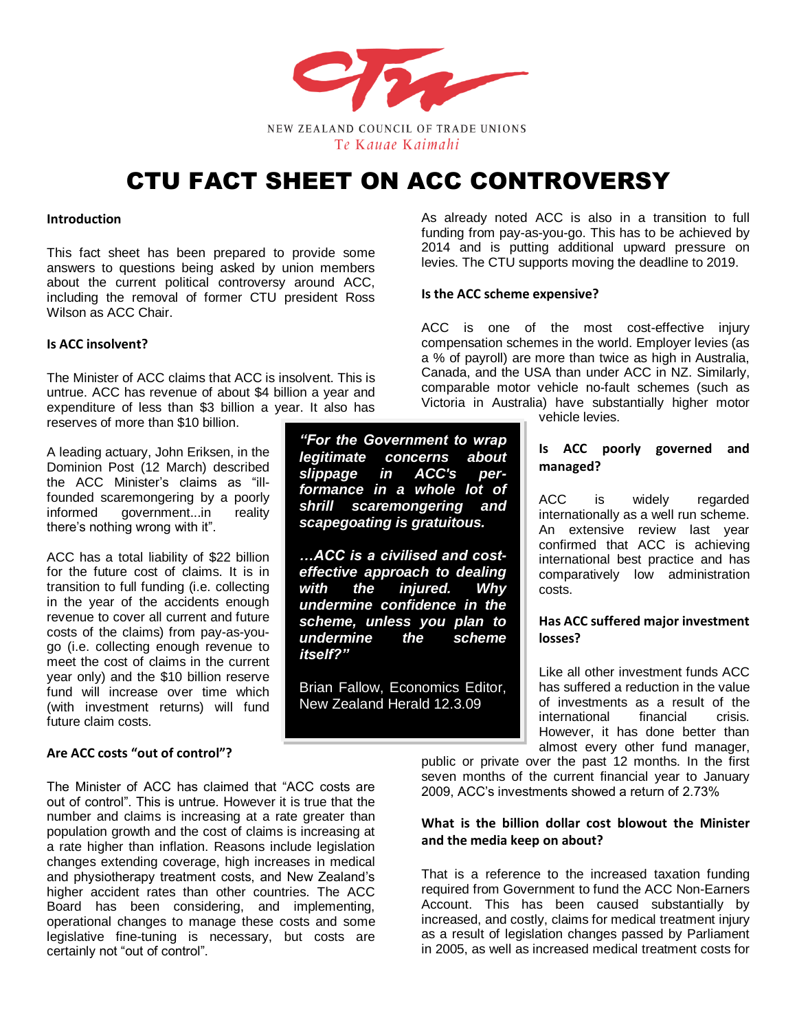NEW ZEALAND COUNCIL OF TRADE UNIONS

Te Kauae Kaimahi

# CTU FACT SHEET ON ACC CONTROVERSY

## Introduction

This fact sheet has been prepared to provide some answers to questions being asked by union members about the current political controversy around ACC, including the removal of former CTU president Ross Wilson as ACC Chair.

## Is ACC insolvent?

The Minister of ACC claims that ACC is insolvent. This is untrue. ACC has revenue of about $4 billion a year and expenditure of less than $3 billion a year. It also has reserves of more than $10 billion.

A leading actuary, John Eriksen, in the Dominion Post (12 March) described the ACC Minister's claims as "ill-founded scaremongering by a poorly informed government...in reality there's nothing wrong with it".

ACC has a total liability of $22 billion for the future cost of claims. It is in transition to full funding (i.e. collecting in the year of the accidents enough revenue to cover all current and future costs of the claims) from pay-as-you-go (i.e. collecting enough revenue to meet the cost of claims in the current year only) and the $10 billion reserve fund will increase over time which (with investment returns) will fund future claim costs.

> ***"For the Government to wrap legitimate concerns about slippage in ACC's performance in a whole lot of shrill scaremongering and scapegoating is gratuitous.***
>
> ***…ACC is a civilised and cost-effective approach to dealing with the injured. Why undermine confidence in the scheme, unless you plan to undermine the scheme itself?"***
>
> Brian Fallow, Economics Editor, New Zealand Herald 12.3.09

## Are ACC costs "out of control"?

The Minister of ACC has claimed that "ACC costs are out of control". This is untrue. However it is true that the number and claims is increasing at a rate greater than population growth and the cost of claims is increasing at a rate higher than inflation. Reasons include legislation changes extending coverage, high increases in medical and physiotherapy treatment costs, and New Zealand's higher accident rates than other countries. The ACC Board has been considering, and implementing, operational changes to manage these costs and some legislative fine-tuning is necessary, but costs are certainly not "out of control".

As already noted ACC is also in a transition to full funding from pay-as-you-go. This has to be achieved by 2014 and is putting additional upward pressure on levies. The CTU supports moving the deadline to 2019.

## Is the ACC scheme expensive?

ACC is one of the most cost-effective injury compensation schemes in the world. Employer levies (as a % of payroll) are more than twice as high in Australia, Canada, and the USA than under ACC in NZ. Similarly, comparable motor vehicle no-fault schemes (such as Victoria in Australia) have substantially higher motor vehicle levies.

## Is ACC poorly governed and managed?

ACC is widely regarded internationally as a well run scheme. An extensive review last year confirmed that ACC is achieving international best practice and has comparatively low administration costs.

## Has ACC suffered major investment losses?

Like all other investment funds ACC has suffered a reduction in the value of investments as a result of the international financial crisis. However, it has done better than almost every other fund manager, public or private over the past 12 months. In the first seven months of the current financial year to January 2009, ACC's investments showed a return of 2.73%

## What is the billion dollar cost blowout the Minister and the media keep on about?

That is a reference to the increased taxation funding required from Government to fund the ACC Non-Earners Account. This has been caused substantially by increased, and costly, claims for medical treatment injury as a result of legislation changes passed by Parliament in 2005, as well as increased medical treatment costs for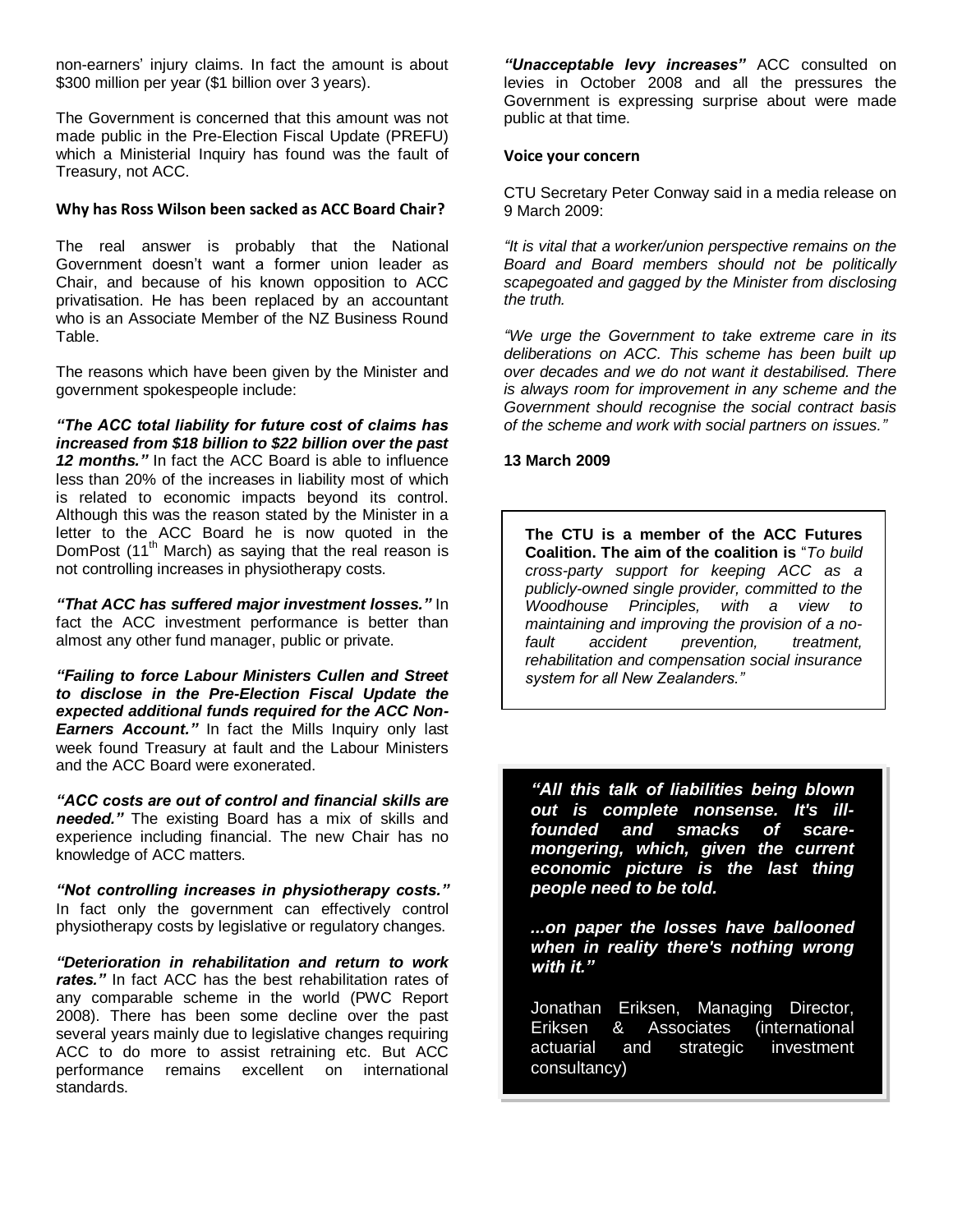non-earners' injury claims. In fact the amount is about $300 million per year ($1 billion over 3 years).

The Government is concerned that this amount was not made public in the Pre-Election Fiscal Update (PREFU) which a Ministerial Inquiry has found was the fault of Treasury, not ACC.

### Why has Ross Wilson been sacked as ACC Board Chair?

The real answer is probably that the National Government doesn't want a former union leader as Chair, and because of his known opposition to ACC privatisation. He has been replaced by an accountant who is an Associate Member of the NZ Business Round Table.

The reasons which have been given by the Minister and government spokespeople include:

***"The ACC total liability for future cost of claims has increased from $18 billion to $22 billion over the past 12 months."*** In fact the ACC Board is able to influence less than 20% of the increases in liability most of which is related to economic impacts beyond its control. Although this was the reason stated by the Minister in a letter to the ACC Board he is now quoted in the DomPost (11th March) as saying that the real reason is not controlling increases in physiotherapy costs.

***"That ACC has suffered major investment losses."*** In fact the ACC investment performance is better than almost any other fund manager, public or private.

***"Failing to force Labour Ministers Cullen and Street to disclose in the Pre-Election Fiscal Update the expected additional funds required for the ACC Non-Earners Account."*** In fact the Mills Inquiry only last week found Treasury at fault and the Labour Ministers and the ACC Board were exonerated.

***"ACC costs are out of control and financial skills are needed."*** The existing Board has a mix of skills and experience including financial. The new Chair has no knowledge of ACC matters.

***"Not controlling increases in physiotherapy costs."*** In fact only the government can effectively control physiotherapy costs by legislative or regulatory changes.

***"Deterioration in rehabilitation and return to work rates."*** In fact ACC has the best rehabilitation rates of any comparable scheme in the world (PWC Report 2008). There has been some decline over the past several years mainly due to legislative changes requiring ACC to do more to assist retraining etc. But ACC performance remains excellent on international standards.

***"Unacceptable levy increases"*** ACC consulted on levies in October 2008 and all the pressures the Government is expressing surprise about were made public at that time.

### Voice your concern

CTU Secretary Peter Conway said in a media release on 9 March 2009:

*"It is vital that a worker/union perspective remains on the Board and Board members should not be politically scapegoated and gagged by the Minister from disclosing the truth.*

*"We urge the Government to take extreme care in its deliberations on ACC. This scheme has been built up over decades and we do not want it destabilised. There is always room for improvement in any scheme and the Government should recognise the social contract basis of the scheme and work with social partners on issues."*

**13 March 2009**

**The CTU is a member of the ACC Futures Coalition. The aim of the coalition is** "*To build cross-party support for keeping ACC as a publicly-owned single provider, committed to the Woodhouse Principles, with a view to maintaining and improving the provision of a no-fault accident prevention, treatment, rehabilitation and compensation social insurance system for all New Zealanders."*

***"All this talk of liabilities being blown out is complete nonsense. It's ill-founded and smacks of scare-mongering, which, given the current economic picture is the last thing people need to be told.***

***...on paper the losses have ballooned when in reality there's nothing wrong with it."***

Jonathan Eriksen, Managing Director, Eriksen & Associates (international actuarial and strategic investment consultancy)